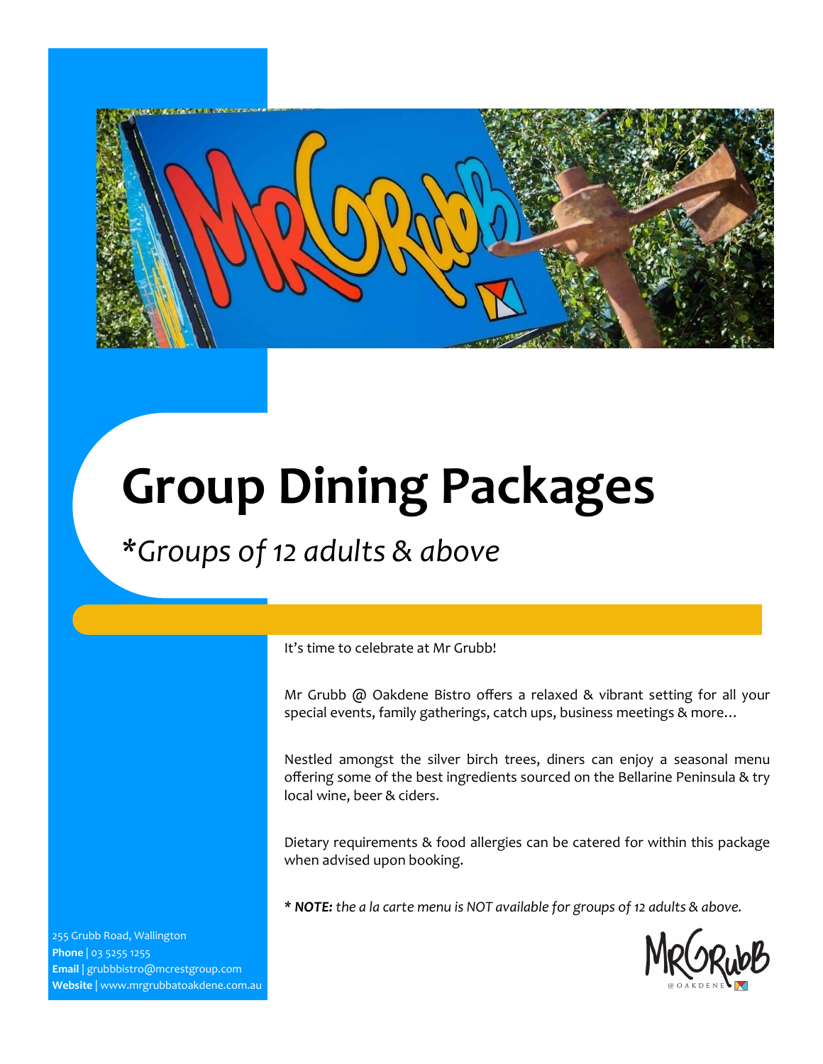# Group Dining Packages

*\*Groups of 12 adults & above*

It's time to celebrate at Mr Grubb!

Mr Grubb @ Oakdene Bistro offers a relaxed & vibrant setting for all your special events, family gatherings, catch ups, business meetings & more…

Nestled amongst the silver birch trees, diners can enjoy a seasonal menu offering some of the best ingredients sourced on the Bellarine Peninsula & try local wine, beer & ciders.

Dietary requirements & food allergies can be catered for within this package when advised upon booking.

*\* **NOTE:** the a la carte menu is NOT available for groups of 12 adults & above.*

255 Grubb Road, Wallington
**Phone** | 03 5255 1255
**Email** | grubbbistro@mcrestgroup.com
**Website** | www.mrgrubbatoakdene.com.au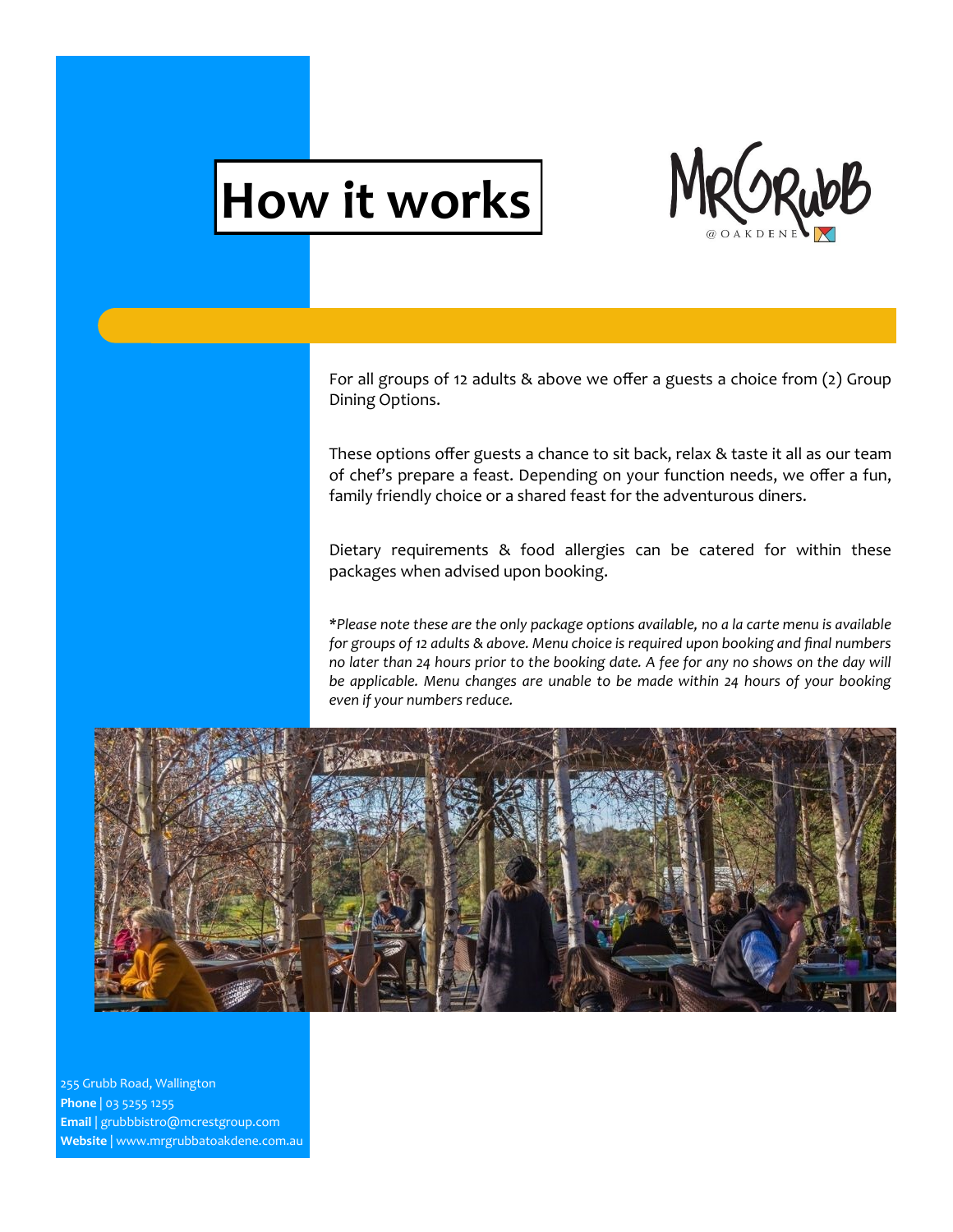# How it works

MR GRUBB @OAKDENE

For all groups of 12 adults & above we offer a guests a choice from (2) Group Dining Options.

These options offer guests a chance to sit back, relax & taste it all as our team of chef's prepare a feast. Depending on your function needs, we offer a fun, family friendly choice or a shared feast for the adventurous diners.

Dietary requirements & food allergies can be catered for within these packages when advised upon booking.

*\*Please note these are the only package options available, no a la carte menu is available for groups of 12 adults & above. Menu choice is required upon booking and final numbers no later than 24 hours prior to the booking date. A fee for any no shows on the day will be applicable. Menu changes are unable to be made within 24 hours of your booking even if your numbers reduce.*

255 Grubb Road, Wallington
**Phone** | 03 5255 1255
**Email** | grubbbistro@mcrestgroup.com
**Website** | www.mrgrubbatoakdene.com.au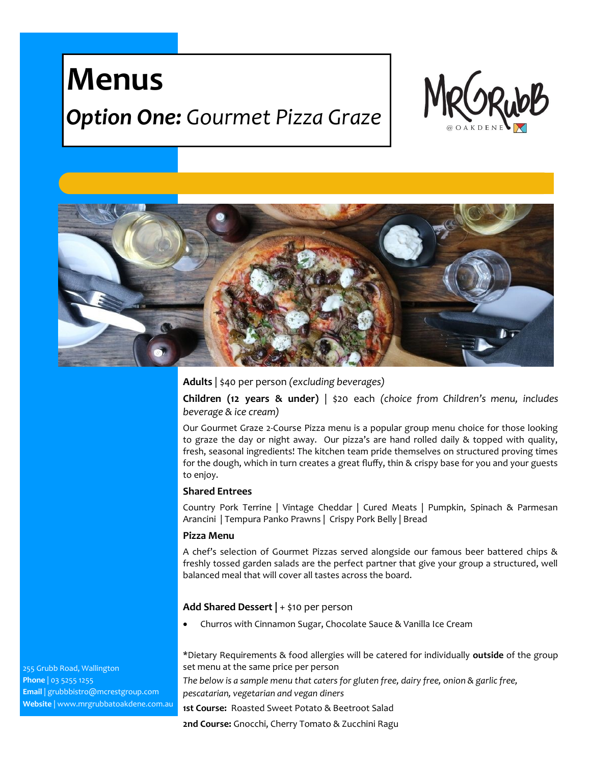# Menus

## *Option One:* Gourmet Pizza Graze

**Adults** | $40 per person *(excluding beverages)*

**Children (12 years & under)** | $20 each *(choice from Children's menu, includes beverage & ice cream)*

Our Gourmet Graze 2-Course Pizza menu is a popular group menu choice for those looking to graze the day or night away. Our pizza's are hand rolled daily & topped with quality, fresh, seasonal ingredients! The kitchen team pride themselves on structured proving times for the dough, which in turn creates a great fluffy, thin & crispy base for you and your guests to enjoy.

### Shared Entrees

Country Pork Terrine | Vintage Cheddar | Cured Meats | Pumpkin, Spinach & Parmesan Arancini | Tempura Panko Prawns | Crispy Pork Belly | Bread

### Pizza Menu

A chef's selection of Gourmet Pizzas served alongside our famous beer battered chips & freshly tossed garden salads are the perfect partner that give your group a structured, well balanced meal that will cover all tastes across the board.

**Add Shared Dessert** | + $10 per person

- Churros with Cinnamon Sugar, Chocolate Sauce & Vanilla Ice Cream

*Dietary Requirements & food allergies will be catered for individually **outside** of the group set menu at the same price per person

*The below is a sample menu that caters for gluten free, dairy free, onion & garlic free, pescatarian, vegetarian and vegan diners*

**1st Course:** Roasted Sweet Potato & Beetroot Salad

**2nd Course:** Gnocchi, Cherry Tomato & Zucchini Ragu

255 Grubb Road, Wallington
**Phone** | 03 5255 1255
**Email** | grubbbistro@mcrestgroup.com
**Website** | www.mrgrubbatoakdene.com.au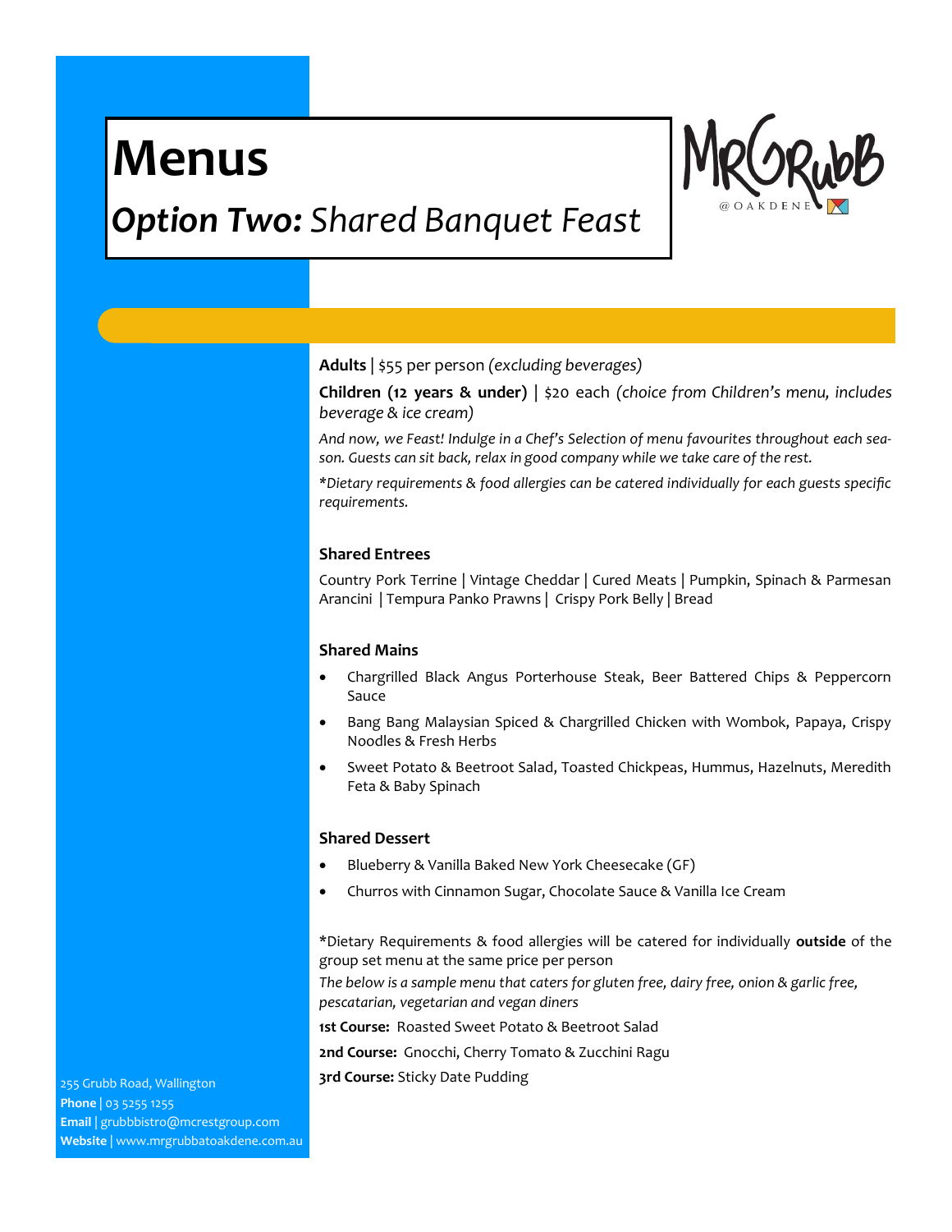# Menus

## *Option Two:* *Shared Banquet Feast*

**Adults** | $55 per person *(excluding beverages)*

**Children (12 years & under)** | $20 each *(choice from Children's menu, includes beverage & ice cream)*

*And now, we Feast! Indulge in a Chef's Selection of menu favourites throughout each season. Guests can sit back, relax in good company while we take care of the rest.*

*\*Dietary requirements & food allergies can be catered individually for each guests specific requirements.*

### Shared Entrees

Country Pork Terrine | Vintage Cheddar | Cured Meats | Pumpkin, Spinach & Parmesan Arancini | Tempura Panko Prawns | Crispy Pork Belly | Bread

### Shared Mains

- Chargrilled Black Angus Porterhouse Steak, Beer Battered Chips & Peppercorn Sauce
- Bang Bang Malaysian Spiced & Chargrilled Chicken with Wombok, Papaya, Crispy Noodles & Fresh Herbs
- Sweet Potato & Beetroot Salad, Toasted Chickpeas, Hummus, Hazelnuts, Meredith Feta & Baby Spinach

### Shared Dessert

- Blueberry & Vanilla Baked New York Cheesecake (GF)
- Churros with Cinnamon Sugar, Chocolate Sauce & Vanilla Ice Cream

\*Dietary Requirements & food allergies will be catered for individually **outside** of the group set menu at the same price per person

*The below is a sample menu that caters for gluten free, dairy free, onion & garlic free, pescatarian, vegetarian and vegan diners*

**1st Course:** Roasted Sweet Potato & Beetroot Salad

**2nd Course:** Gnocchi, Cherry Tomato & Zucchini Ragu

**3rd Course:** Sticky Date Pudding

255 Grubb Road, Wallington
**Phone** | 03 5255 1255
**Email** | grubbbistro@mcrestgroup.com
**Website** | www.mrgrubbatoakdene.com.au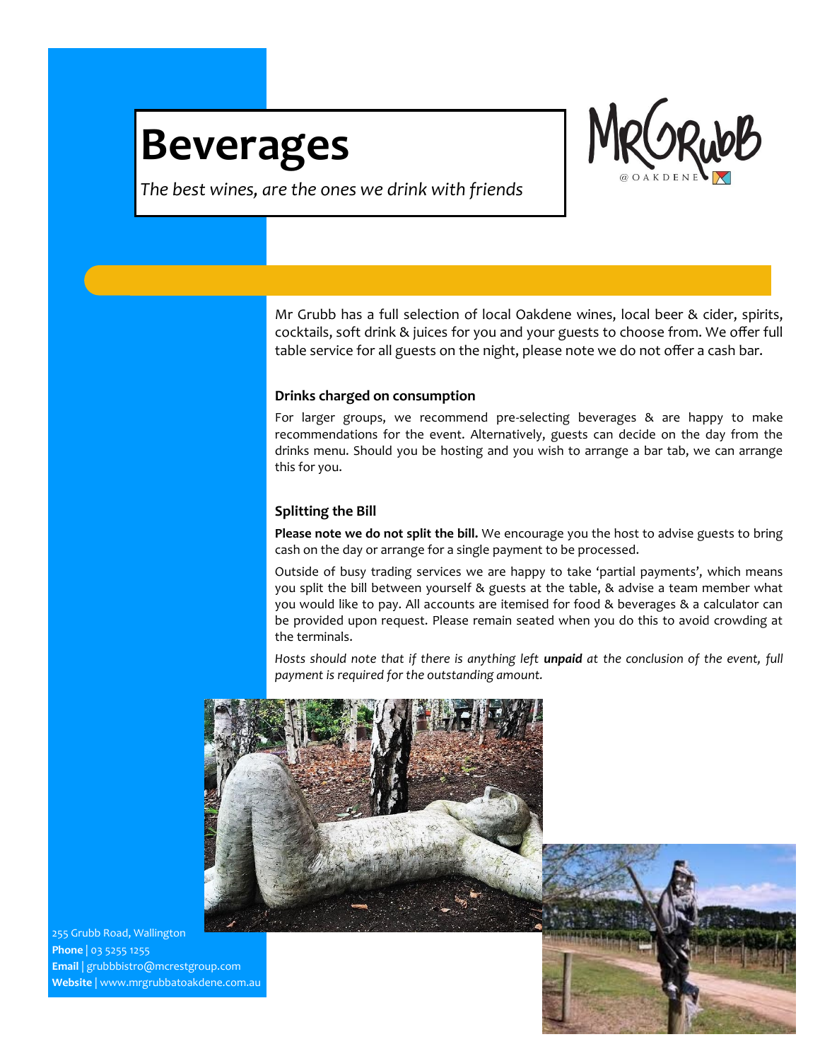# Beverages

*The best wines, are the ones we drink with friends*

Mr Grubb has a full selection of local Oakdene wines, local beer & cider, spirits, cocktails, soft drink & juices for you and your guests to choose from. We offer full table service for all guests on the night, please note we do not offer a cash bar.

### Drinks charged on consumption

For larger groups, we recommend pre-selecting beverages & are happy to make recommendations for the event. Alternatively, guests can decide on the day from the drinks menu. Should you be hosting and you wish to arrange a bar tab, we can arrange this for you.

### Splitting the Bill

**Please note we do not split the bill.** We encourage you the host to advise guests to bring cash on the day or arrange for a single payment to be processed.

Outside of busy trading services we are happy to take 'partial payments', which means you split the bill between yourself & guests at the table, & advise a team member what you would like to pay. All accounts are itemised for food & beverages & a calculator can be provided upon request. Please remain seated when you do this to avoid crowding at the terminals.

*Hosts should note that if there is anything left* ***unpaid*** *at the conclusion of the event, full payment is required for the outstanding amount.*

255 Grubb Road, Wallington
**Phone** | 03 5255 1255
**Email** | grubbbistro@mcrestgroup.com
**Website** | www.mrgrubbatoakdene.com.au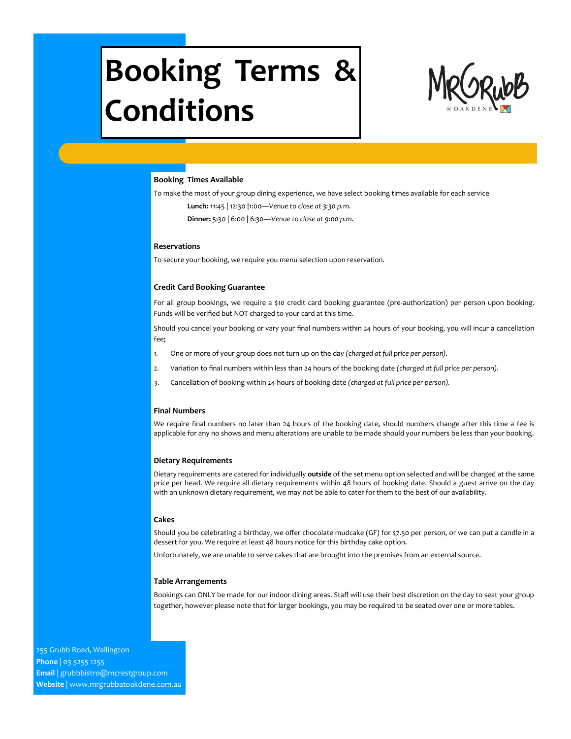# Booking Terms & Conditions

MRGRUBB @OAKDENE

### Booking  Times Available

To make the most of your group dining experience, we have select booking times available for each service

**Lunch:** 11:45 | 12:30 |1:00—*Venue to close at 3:30 p.m.*

**Dinner:** 5:30 | 6:00 | 6:30—*Venue to close at 9:00 p.m.*

### Reservations

To secure your booking, we require you menu selection upon reservation.

### Credit Card Booking Guarantee

For all group bookings, we require a $10 credit card booking guarantee (pre-authorization) per person upon booking. Funds will be verified but NOT charged to your card at this time.

Should you cancel your booking or vary your final numbers within 24 hours of your booking, you will incur a cancellation fee;

1. One or more of your group does not turn up on the day *(charged at full price per person).*
2. Variation to final numbers within less than 24 hours of the booking date *(charged at full price per person).*
3. Cancellation of booking within 24 hours of booking date *(charged at full price per person).*

### Final Numbers

We require final numbers no later than 24 hours of the booking date, should numbers change after this time a fee is applicable for any no shows and menu alterations are unable to be made should your numbers be less than your booking.

### Dietary Requirements

Dietary requirements are catered for individually **outside** of the set menu option selected and will be charged at the same price per head. We require all dietary requirements within 48 hours of booking date. Should a guest arrive on the day with an unknown dietary requirement, we may not be able to cater for them to the best of our availability.

### Cakes

Should you be celebrating a birthday, we offer chocolate mudcake (GF) for $7.50 per person, or we can put a candle in a dessert for you. We require at least 48 hours notice for this birthday cake option.

Unfortunately, we are unable to serve cakes that are brought into the premises from an external source.

### Table Arrangements

Bookings can ONLY be made for our indoor dining areas. Staff will use their best discretion on the day to seat your group together, however please note that for larger bookings, you may be required to be seated over one or more tables.

255 Grubb Road, Wallington
**Phone** | 03 5255 1255
**Email** | grubbbistro@mcrestgroup.com
**Website** | www.mrgrubbatoakdene.com.au